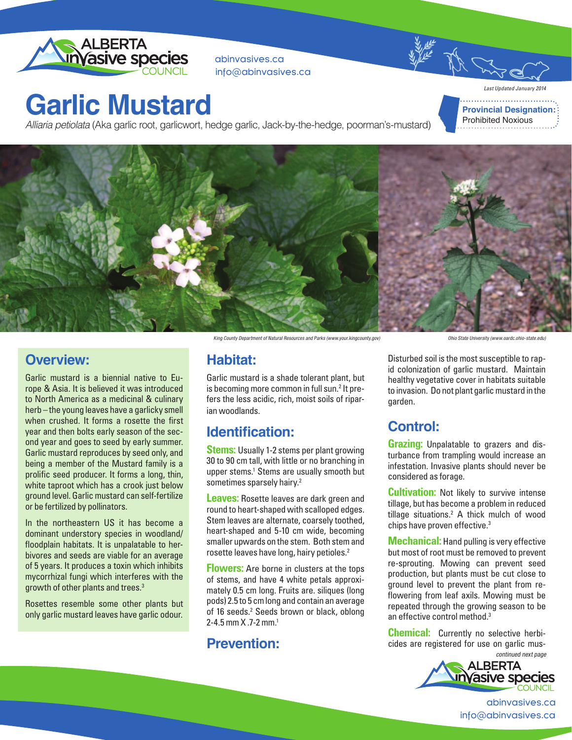abinvasives.ca
info@abinvasives.ca

*Last Updated January 2014*

# Garlic Mustard

*Alliaria petiolata* (Aka garlic root, garlicwort, hedge garlic, Jack-by-the-hedge, poorman's-mustard)

**Provincial Designation:** Prohibited Noxious

*King County Department of Natural Resources and Parks (www.your.kingcounty.gov)*

*Ohio State University (www.oardc.ohio-state.edu)*

## Overview:

Garlic mustard is a biennial native to Europe & Asia. It is believed it was introduced to North America as a medicinal & culinary herb – the young leaves have a garlicky smell when crushed. It forms a rosette the first year and then bolts early season of the second year and goes to seed by early summer. Garlic mustard reproduces by seed only, and being a member of the Mustard family is a prolific seed producer. It forms a long, thin, white taproot which has a crook just below ground level. Garlic mustard can self-fertilize or be fertilized by pollinators.

In the northeastern US it has become a dominant understory species in woodland/ floodplain habitats. It is unpalatable to herbivores and seeds are viable for an average of 5 years. It produces a toxin which inhibits mycorrhizal fungi which interferes with the growth of other plants and trees.[3]

Rosettes resemble some other plants but only garlic mustard leaves have garlic odour.

## Habitat:

Garlic mustard is a shade tolerant plant, but is becoming more common in full sun.[2] It prefers the less acidic, rich, moist soils of riparian woodlands.

## Identification:

**Stems:** Usually 1-2 stems per plant growing 30 to 90 cm tall, with little or no branching in upper stems.[1] Stems are usually smooth but sometimes sparsely hairy.[2]

**Leaves:** Rosette leaves are dark green and round to heart-shaped with scalloped edges. Stem leaves are alternate, coarsely toothed, heart-shaped and 5-10 cm wide, becoming smaller upwards on the stem. Both stem and rosette leaves have long, hairy petioles.[2]

**Flowers:** Are borne in clusters at the tops of stems, and have 4 white petals approximately 0.5 cm long. Fruits are. siliques (long pods) 2.5 to 5 cm long and contain an average of 16 seeds.[2] Seeds brown or black, oblong 2-4.5 mm X .7-2 mm.[1]

## Prevention:

Disturbed soil is the most susceptible to rapid colonization of garlic mustard. Maintain healthy vegetative cover in habitats suitable to invasion. Do not plant garlic mustard in the garden.

## Control:

**Grazing:** Unpalatable to grazers and disturbance from trampling would increase an infestation. Invasive plants should never be considered as forage.

**Cultivation:** Not likely to survive intense tillage, but has become a problem in reduced tillage situations.[2] A thick mulch of wood chips have proven effective.[3]

**Mechanical:** Hand pulling is very effective but most of root must be removed to prevent re-sprouting. Mowing can prevent seed production, but plants must be cut close to ground level to prevent the plant from reflowering from leaf axils. Mowing must be repeated through the growing season to be an effective control method.[3]

**Chemical:** Currently no selective herbicides are registered for use on garlic mus-

*continued next page*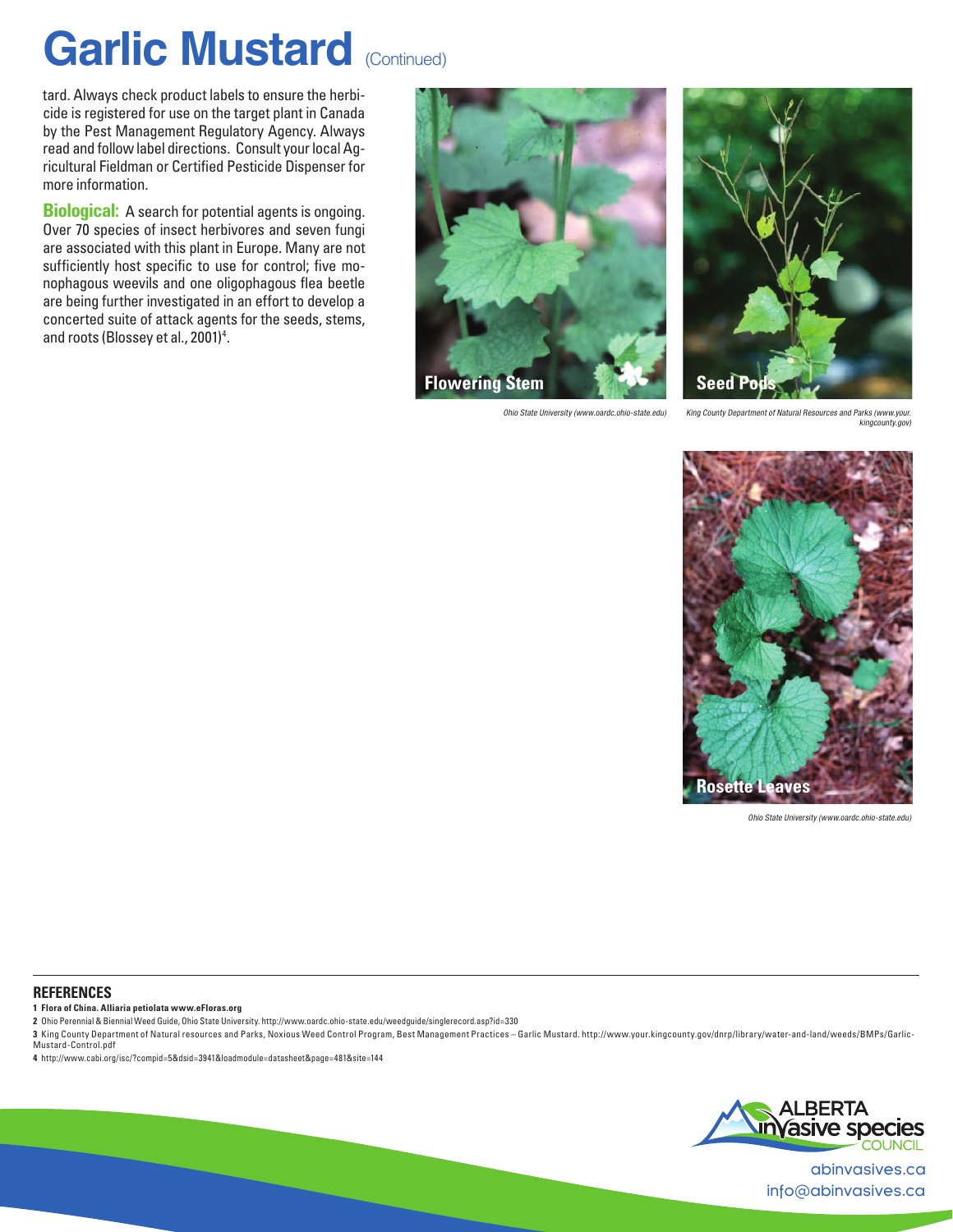# Garlic Mustard (Continued)

tard. Always check product labels to ensure the herbicide is registered for use on the target plant in Canada by the Pest Management Regulatory Agency. Always read and follow label directions. Consult your local Agricultural Fieldman or Certified Pesticide Dispenser for more information.

**Biological:** A search for potential agents is ongoing. Over 70 species of insect herbivores and seven fungi are associated with this plant in Europe. Many are not sufficiently host specific to use for control; five monophagous weevils and one oligophagous flea beetle are being further investigated in an effort to develop a concerted suite of attack agents for the seeds, stems, and roots (Blossey et al., 2001)[4].

Flowering Stem

*Ohio State University (www.oardc.ohio-state.edu)*

Seed Pods

*King County Department of Natural Resources and Parks (www.your.kingcounty.gov)*

Rosette Leaves

*Ohio State University (www.oardc.ohio-state.edu)*

## REFERENCES

1. **Flora of China. Alliaria petiolata www.eFloras.org**
2. Ohio Perennial & Biennial Weed Guide, Ohio State University. http://www.oardc.ohio-state.edu/weedguide/singlerecord.asp?id=330
3. King County Department of Natural resources and Parks, Noxious Weed Control Program, Best Management Practices – Garlic Mustard. http://www.your.kingcounty.gov/dnrp/library/water-and-land/weeds/BMPs/Garlic-Mustard-Control.pdf
4. http://www.cabi.org/isc/?compid=5&dsid=3941&loadmodule=datasheet&page=481&site=144

ALBERTA invasive species COUNCIL

abinvasives.ca
info@abinvasives.ca